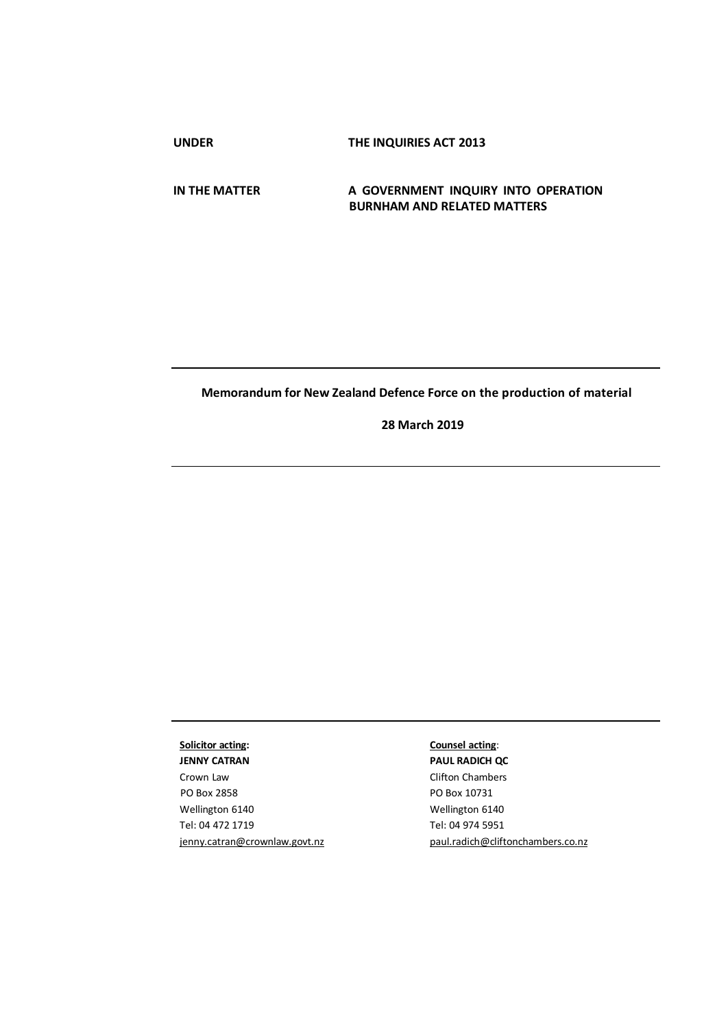**UNDER** THE INQUIRIES ACT 2013

**IN THE MATTER** A GOVERNMENT INQUIRY INTO OPERATION BURNHAM AND RELATED MATTERS

---

**Memorandum for New Zealand Defence Force on the production of material**

**28 March 2019**

---

---

| **Solicitor acting:** | **Counsel acting**: |
|---|---|
| **JENNY CATRAN** | **PAUL RADICH QC** |
| Crown Law | Clifton Chambers |
| PO Box 2858 | PO Box 10731 |
| Wellington 6140 | Wellington 6140 |
| Tel: 04 472 1719 | Tel: 04 974 5951 |
| jenny.catran@crownlaw.govt.nz | paul.radich@cliftonchambers.co.nz |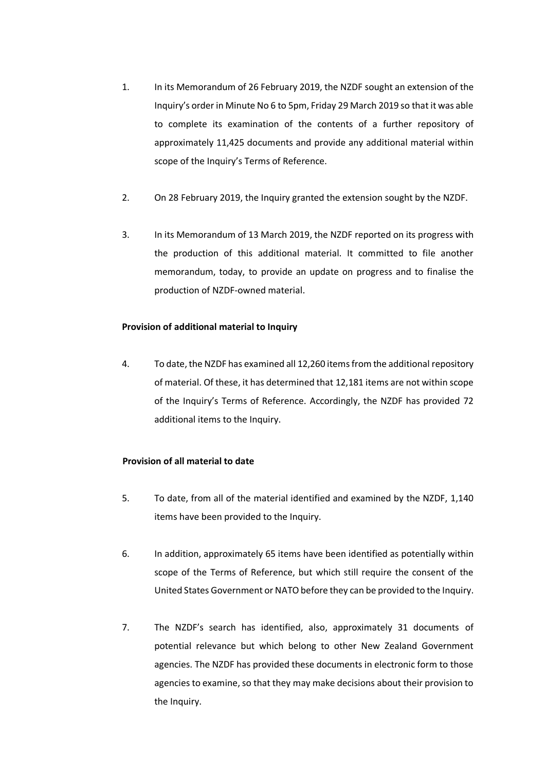1. In its Memorandum of 26 February 2019, the NZDF sought an extension of the Inquiry's order in Minute No 6 to 5pm, Friday 29 March 2019 so that it was able to complete its examination of the contents of a further repository of approximately 11,425 documents and provide any additional material within scope of the Inquiry's Terms of Reference.

2. On 28 February 2019, the Inquiry granted the extension sought by the NZDF.

3. In its Memorandum of 13 March 2019, the NZDF reported on its progress with the production of this additional material. It committed to file another memorandum, today, to provide an update on progress and to finalise the production of NZDF-owned material.

**Provision of additional material to Inquiry**

4. To date, the NZDF has examined all 12,260 items from the additional repository of material. Of these, it has determined that 12,181 items are not within scope of the Inquiry's Terms of Reference. Accordingly, the NZDF has provided 72 additional items to the Inquiry.

**Provision of all material to date**

5. To date, from all of the material identified and examined by the NZDF, 1,140 items have been provided to the Inquiry.

6. In addition, approximately 65 items have been identified as potentially within scope of the Terms of Reference, but which still require the consent of the United States Government or NATO before they can be provided to the Inquiry.

7. The NZDF's search has identified, also, approximately 31 documents of potential relevance but which belong to other New Zealand Government agencies. The NZDF has provided these documents in electronic form to those agencies to examine, so that they may make decisions about their provision to the Inquiry.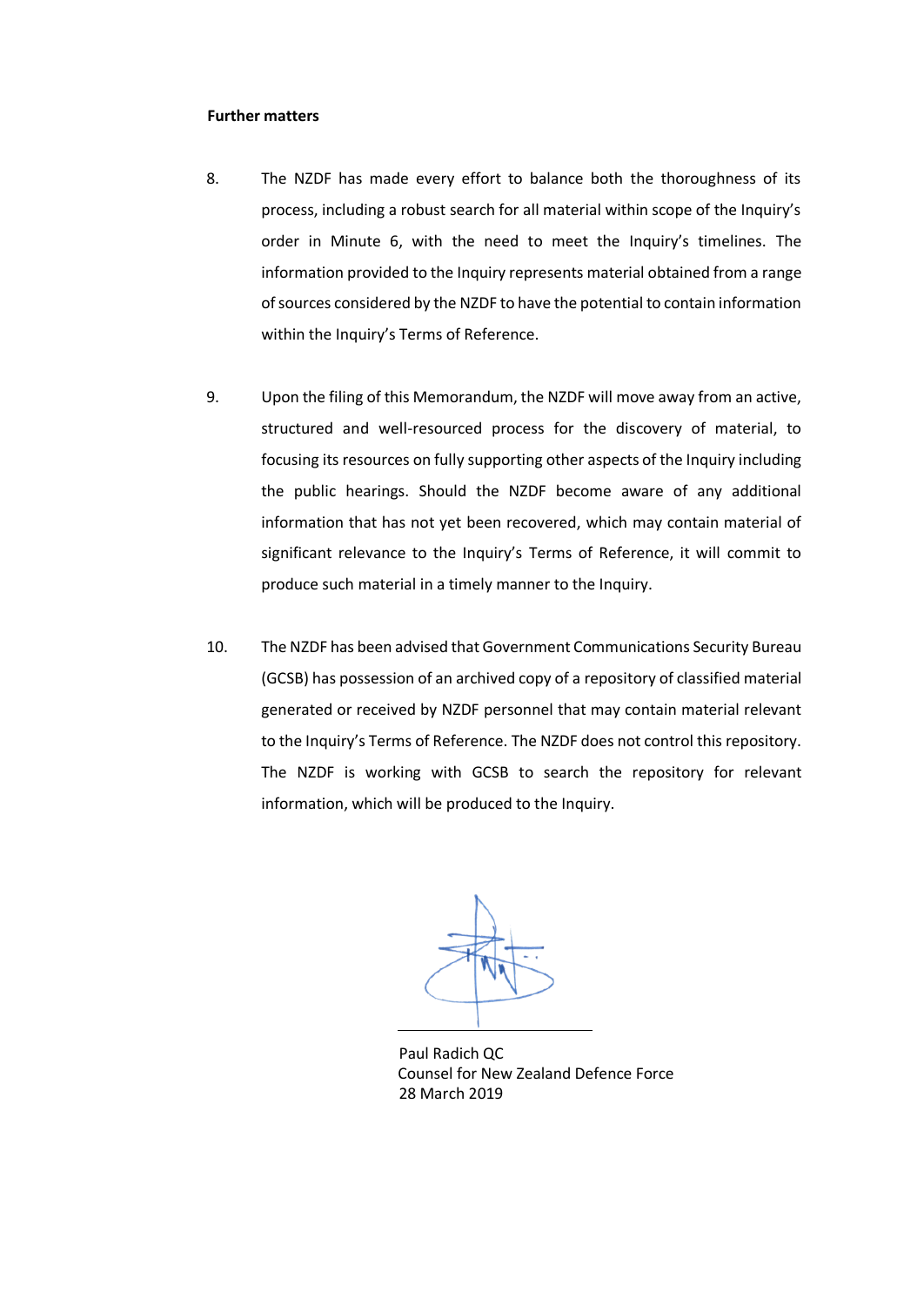**Further matters**

8. The NZDF has made every effort to balance both the thoroughness of its process, including a robust search for all material within scope of the Inquiry's order in Minute 6, with the need to meet the Inquiry's timelines. The information provided to the Inquiry represents material obtained from a range of sources considered by the NZDF to have the potential to contain information within the Inquiry's Terms of Reference.

9. Upon the filing of this Memorandum, the NZDF will move away from an active, structured and well-resourced process for the discovery of material, to focusing its resources on fully supporting other aspects of the Inquiry including the public hearings. Should the NZDF become aware of any additional information that has not yet been recovered, which may contain material of significant relevance to the Inquiry's Terms of Reference, it will commit to produce such material in a timely manner to the Inquiry.

10. The NZDF has been advised that Government Communications Security Bureau (GCSB) has possession of an archived copy of a repository of classified material generated or received by NZDF personnel that may contain material relevant to the Inquiry's Terms of Reference. The NZDF does not control this repository. The NZDF is working with GCSB to search the repository for relevant information, which will be produced to the Inquiry.

Paul Radich QC
Counsel for New Zealand Defence Force
28 March 2019